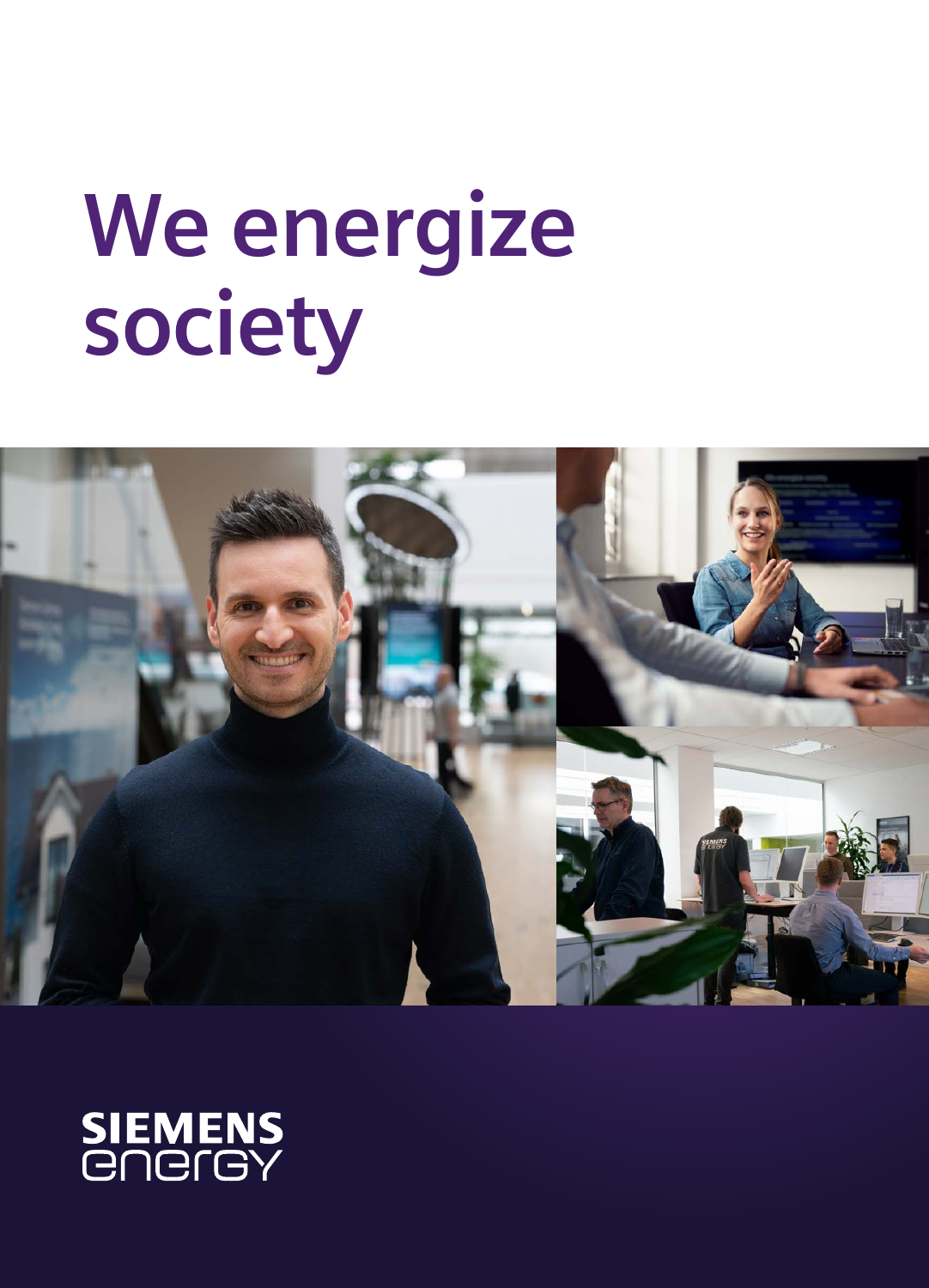# We energize society

SIEMENS
energy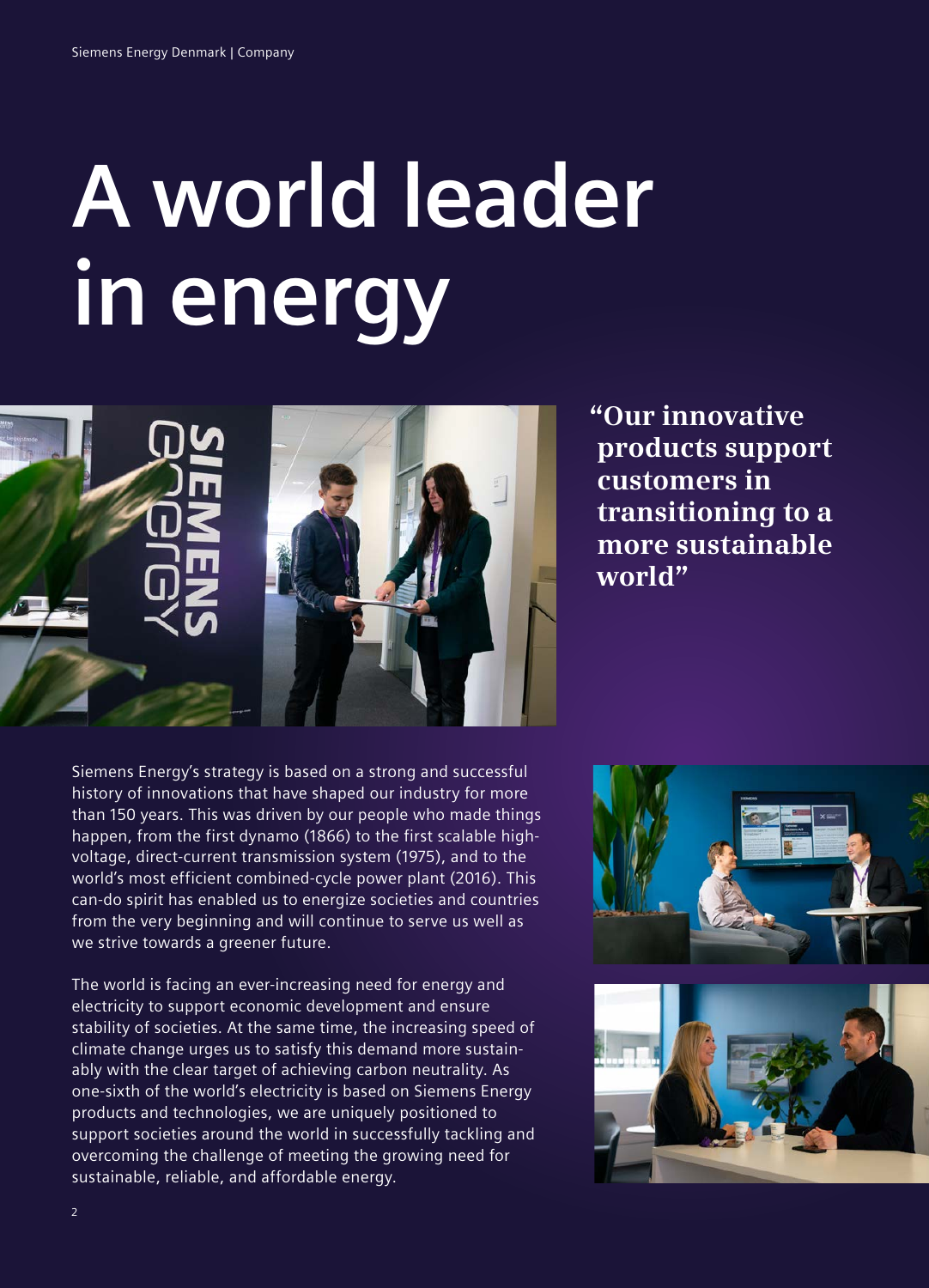# A world leader in energy

**"Our innovative products support customers in transitioning to a more sustainable world"**

Siemens Energy's strategy is based on a strong and successful history of innovations that have shaped our industry for more than 150 years. This was driven by our people who made things happen, from the first dynamo (1866) to the first scalable high-voltage, direct-current transmission system (1975), and to the world's most efficient combined-cycle power plant (2016). This can-do spirit has enabled us to energize societies and countries from the very beginning and will continue to serve us well as we strive towards a greener future.

The world is facing an ever-increasing need for energy and electricity to support economic development and ensure stability of societies. At the same time, the increasing speed of climate change urges us to satisfy this demand more sustainably with the clear target of achieving carbon neutrality. As one-sixth of the world's electricity is based on Siemens Energy products and technologies, we are uniquely positioned to support societies around the world in successfully tackling and overcoming the challenge of meeting the growing need for sustainable, reliable, and affordable energy.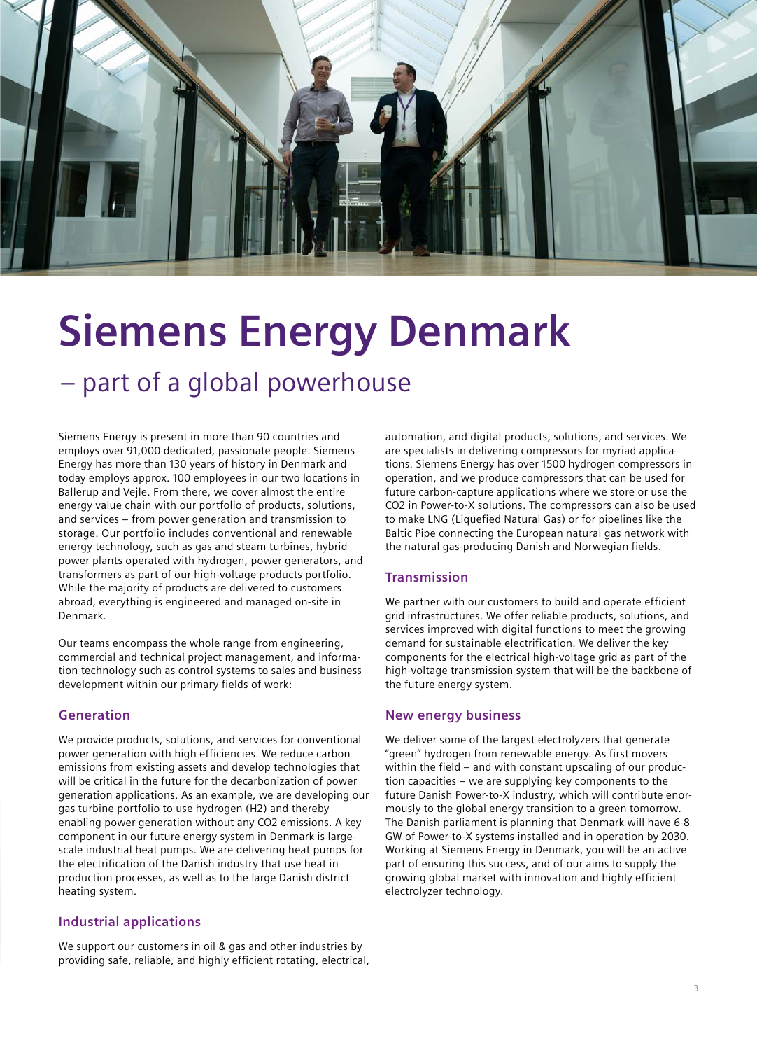# Siemens Energy Denmark

## – part of a global powerhouse

Siemens Energy is present in more than 90 countries and employs over 91,000 dedicated, passionate people. Siemens Energy has more than 130 years of history in Denmark and today employs approx. 100 employees in our two locations in Ballerup and Vejle. From there, we cover almost the entire energy value chain with our portfolio of products, solutions, and services – from power generation and transmission to storage. Our portfolio includes conventional and renewable energy technology, such as gas and steam turbines, hybrid power plants operated with hydrogen, power generators, and transformers as part of our high-voltage products portfolio. While the majority of products are delivered to customers abroad, everything is engineered and managed on-site in Denmark.

Our teams encompass the whole range from engineering, commercial and technical project management, and information technology such as control systems to sales and business development within our primary fields of work:

### Generation

We provide products, solutions, and services for conventional power generation with high efficiencies. We reduce carbon emissions from existing assets and develop technologies that will be critical in the future for the decarbonization of power generation applications. As an example, we are developing our gas turbine portfolio to use hydrogen ($H_2$) and thereby enabling power generation without any $CO_2$ emissions. A key component in our future energy system in Denmark is large-scale industrial heat pumps. We are delivering heat pumps for the electrification of the Danish industry that use heat in production processes, as well as to the large Danish district heating system.

### Industrial applications

We support our customers in oil & gas and other industries by providing safe, reliable, and highly efficient rotating, electrical, automation, and digital products, solutions, and services. We are specialists in delivering compressors for myriad applications. Siemens Energy has over 1500 hydrogen compressors in operation, and we produce compressors that can be used for future carbon-capture applications where we store or use the $CO_2$ in Power-to-X solutions. The compressors can also be used to make LNG (Liquefied Natural Gas) or for pipelines like the Baltic Pipe connecting the European natural gas network with the natural gas-producing Danish and Norwegian fields.

### Transmission

We partner with our customers to build and operate efficient grid infrastructures. We offer reliable products, solutions, and services improved with digital functions to meet the growing demand for sustainable electrification. We deliver the key components for the electrical high-voltage grid as part of the high-voltage transmission system that will be the backbone of the future energy system.

### New energy business

We deliver some of the largest electrolyzers that generate "green" hydrogen from renewable energy. As first movers within the field – and with constant upscaling of our production capacities – we are supplying key components to the future Danish Power-to-X industry, which will contribute enormously to the global energy transition to a green tomorrow. The Danish parliament is planning that Denmark will have 6-8 GW of Power-to-X systems installed and in operation by 2030. Working at Siemens Energy in Denmark, you will be an active part of ensuring this success, and of our aims to supply the growing global market with innovation and highly efficient electrolyzer technology.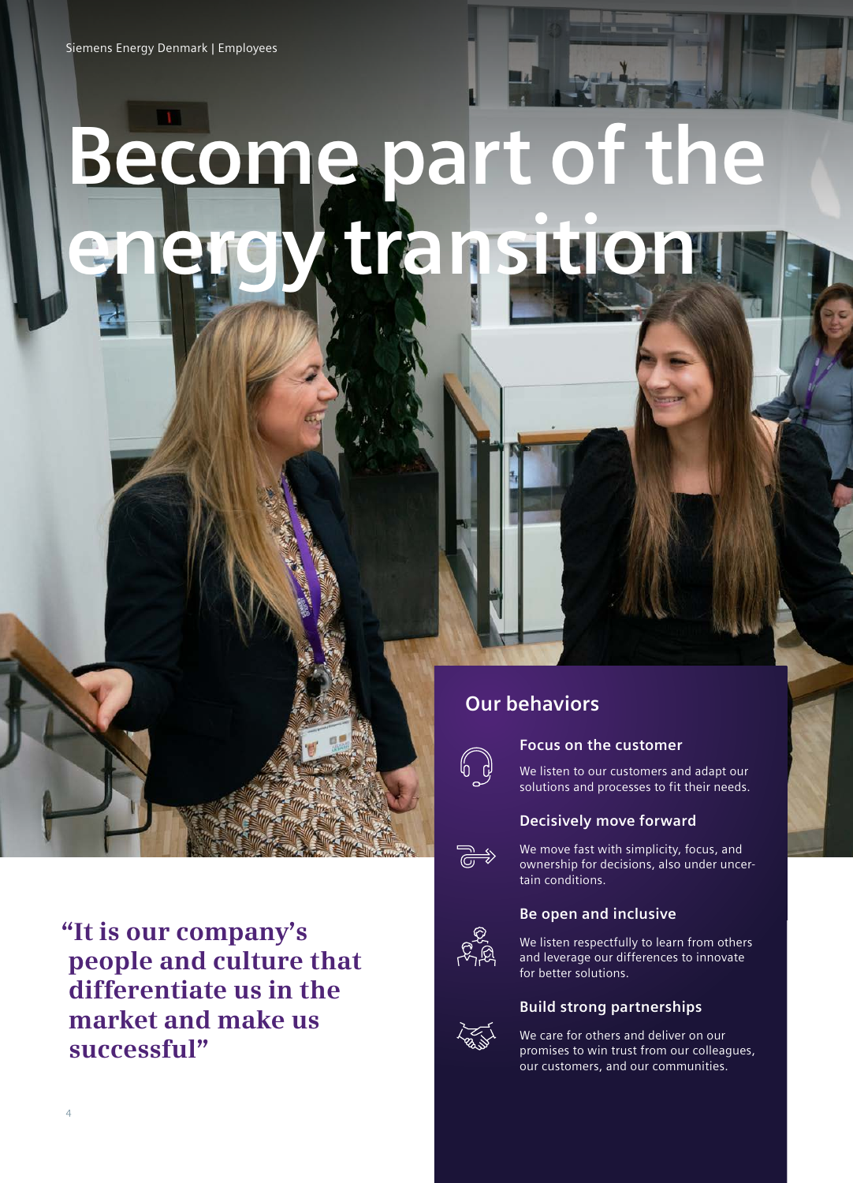# Become part of the energy transition

> "It is our company's people and culture that differentiate us in the market and make us successful"

## Our behaviors

### Focus on the customer

We listen to our customers and adapt our solutions and processes to fit their needs.

### Decisively move forward

We move fast with simplicity, focus, and ownership for decisions, also under uncertain conditions.

### Be open and inclusive

We listen respectfully to learn from others and leverage our differences to innovate for better solutions.

### Build strong partnerships

We care for others and deliver on our promises to win trust from our colleagues, our customers, and our communities.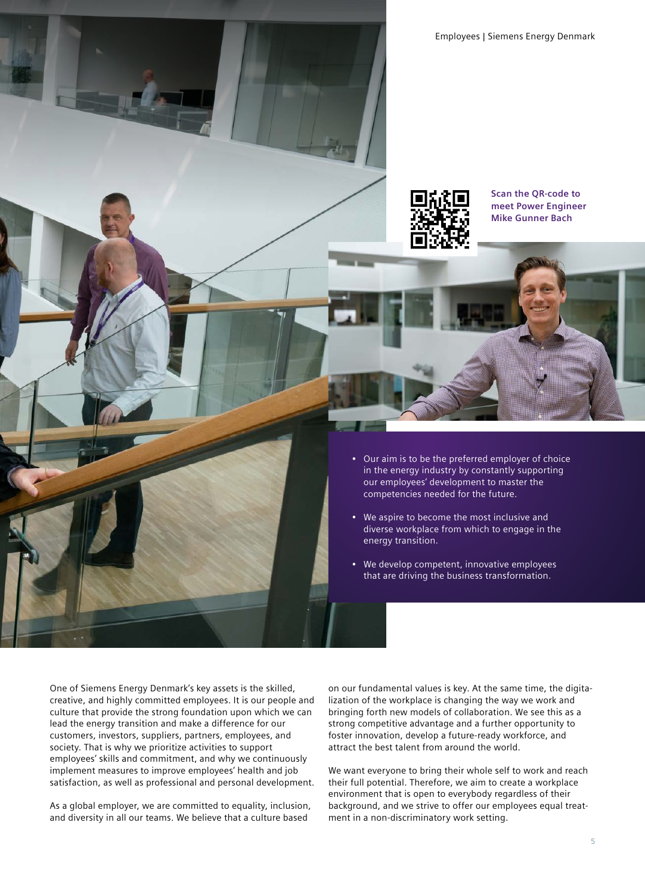**Scan the QR-code to meet Power Engineer Mike Gunner Bach**

- Our aim is to be the preferred employer of choice in the energy industry by constantly supporting our employees' development to master the competencies needed for the future.
- We aspire to become the most inclusive and diverse workplace from which to engage in the energy transition.
- We develop competent, innovative employees that are driving the business transformation.

One of Siemens Energy Denmark's key assets is the skilled, creative, and highly committed employees. It is our people and culture that provide the strong foundation upon which we can lead the energy transition and make a difference for our customers, investors, suppliers, partners, employees, and society. That is why we prioritize activities to support employees' skills and commitment, and why we continuously implement measures to improve employees' health and job satisfaction, as well as professional and personal development.

As a global employer, we are committed to equality, inclusion, and diversity in all our teams. We believe that a culture based on our fundamental values is key. At the same time, the digitalization of the workplace is changing the way we work and bringing forth new models of collaboration. We see this as a strong competitive advantage and a further opportunity to foster innovation, develop a future-ready workforce, and attract the best talent from around the world.

We want everyone to bring their whole self to work and reach their full potential. Therefore, we aim to create a workplace environment that is open to everybody regardless of their background, and we strive to offer our employees equal treatment in a non-discriminatory work setting.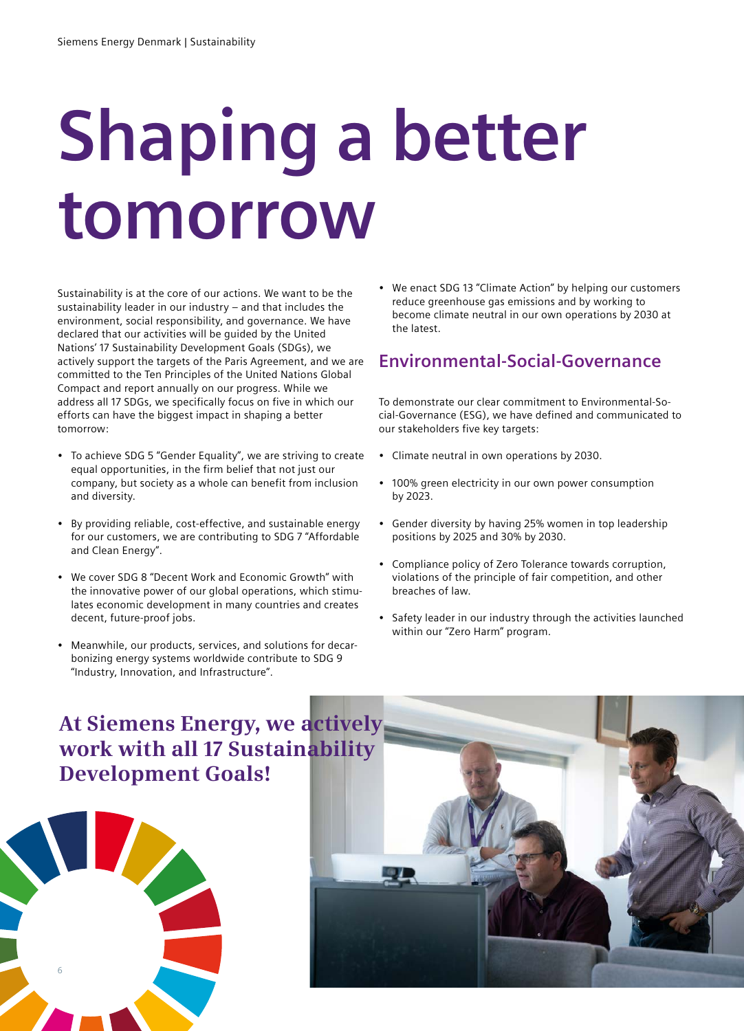# Shaping a better tomorrow

Sustainability is at the core of our actions. We want to be the sustainability leader in our industry – and that includes the environment, social responsibility, and governance. We have declared that our activities will be guided by the United Nations' 17 Sustainability Development Goals (SDGs), we actively support the targets of the Paris Agreement, and we are committed to the Ten Principles of the United Nations Global Compact and report annually on our progress. While we address all 17 SDGs, we specifically focus on five in which our efforts can have the biggest impact in shaping a better tomorrow:

- To achieve SDG 5 "Gender Equality", we are striving to create equal opportunities, in the firm belief that not just our company, but society as a whole can benefit from inclusion and diversity.
- By providing reliable, cost-effective, and sustainable energy for our customers, we are contributing to SDG 7 "Affordable and Clean Energy".
- We cover SDG 8 "Decent Work and Economic Growth" with the innovative power of our global operations, which stimulates economic development in many countries and creates decent, future-proof jobs.
- Meanwhile, our products, services, and solutions for decarbonizing energy systems worldwide contribute to SDG 9 "Industry, Innovation, and Infrastructure".
- We enact SDG 13 "Climate Action" by helping our customers reduce greenhouse gas emissions and by working to become climate neutral in our own operations by 2030 at the latest.

## Environmental-Social-Governance

To demonstrate our clear commitment to Environmental-Social-Governance (ESG), we have defined and communicated to our stakeholders five key targets:

- Climate neutral in own operations by 2030.
- 100% green electricity in our own power consumption by 2023.
- Gender diversity by having 25% women in top leadership positions by 2025 and 30% by 2030.
- Compliance policy of Zero Tolerance towards corruption, violations of the principle of fair competition, and other breaches of law.
- Safety leader in our industry through the activities launched within our "Zero Harm" program.

**At Siemens Energy, we actively work with all 17 Sustainability Development Goals!**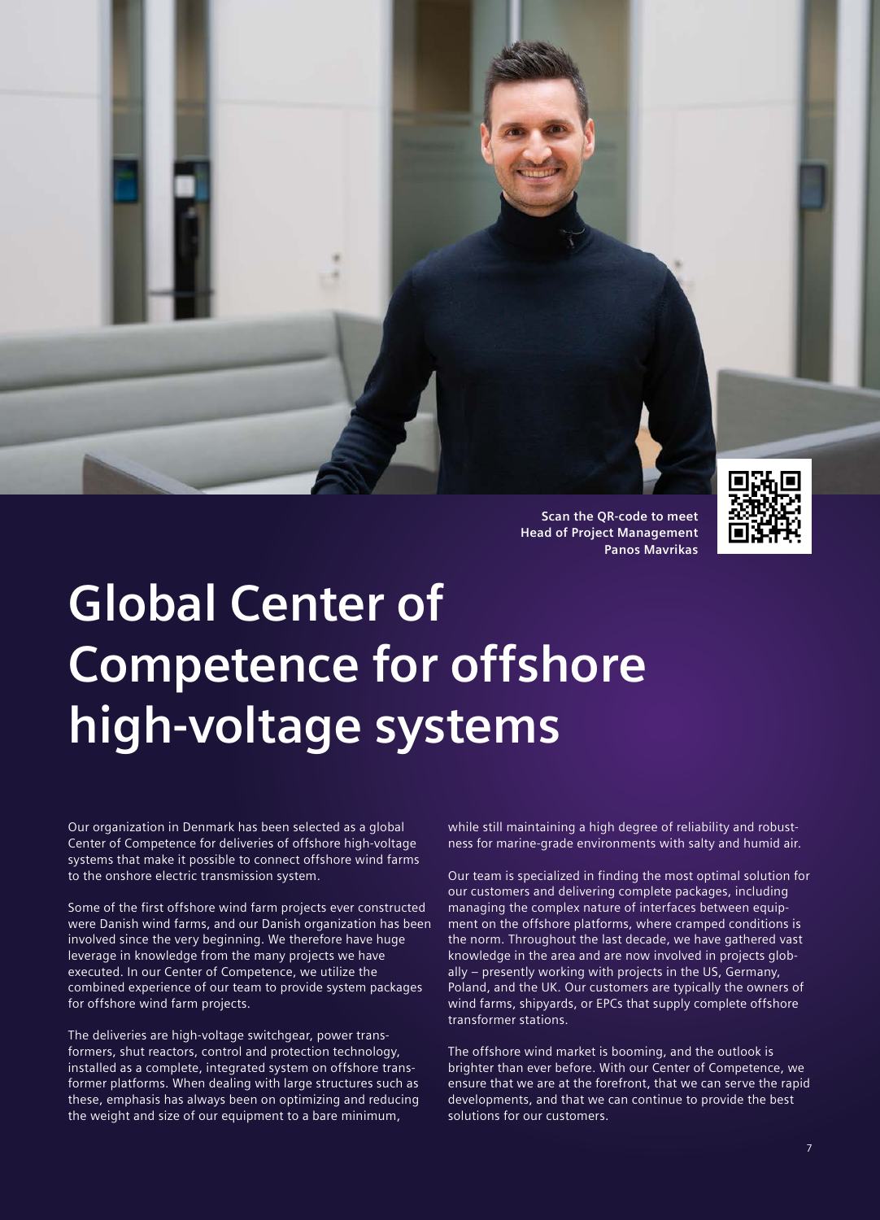**Scan the QR-code to meet Head of Project Management Panos Mavrikas**

# Global Center of Competence for offshore high-voltage systems

Our organization in Denmark has been selected as a global Center of Competence for deliveries of offshore high-voltage systems that make it possible to connect offshore wind farms to the onshore electric transmission system.

Some of the first offshore wind farm projects ever constructed were Danish wind farms, and our Danish organization has been involved since the very beginning. We therefore have huge leverage in knowledge from the many projects we have executed. In our Center of Competence, we utilize the combined experience of our team to provide system packages for offshore wind farm projects.

The deliveries are high-voltage switchgear, power transformers, shut reactors, control and protection technology, installed as a complete, integrated system on offshore transformer platforms. When dealing with large structures such as these, emphasis has always been on optimizing and reducing the weight and size of our equipment to a bare minimum, while still maintaining a high degree of reliability and robustness for marine-grade environments with salty and humid air.

Our team is specialized in finding the most optimal solution for our customers and delivering complete packages, including managing the complex nature of interfaces between equipment on the offshore platforms, where cramped conditions is the norm. Throughout the last decade, we have gathered vast knowledge in the area and are now involved in projects globally – presently working with projects in the US, Germany, Poland, and the UK. Our customers are typically the owners of wind farms, shipyards, or EPCs that supply complete offshore transformer stations.

The offshore wind market is booming, and the outlook is brighter than ever before. With our Center of Competence, we ensure that we are at the forefront, that we can serve the rapid developments, and that we can continue to provide the best solutions for our customers.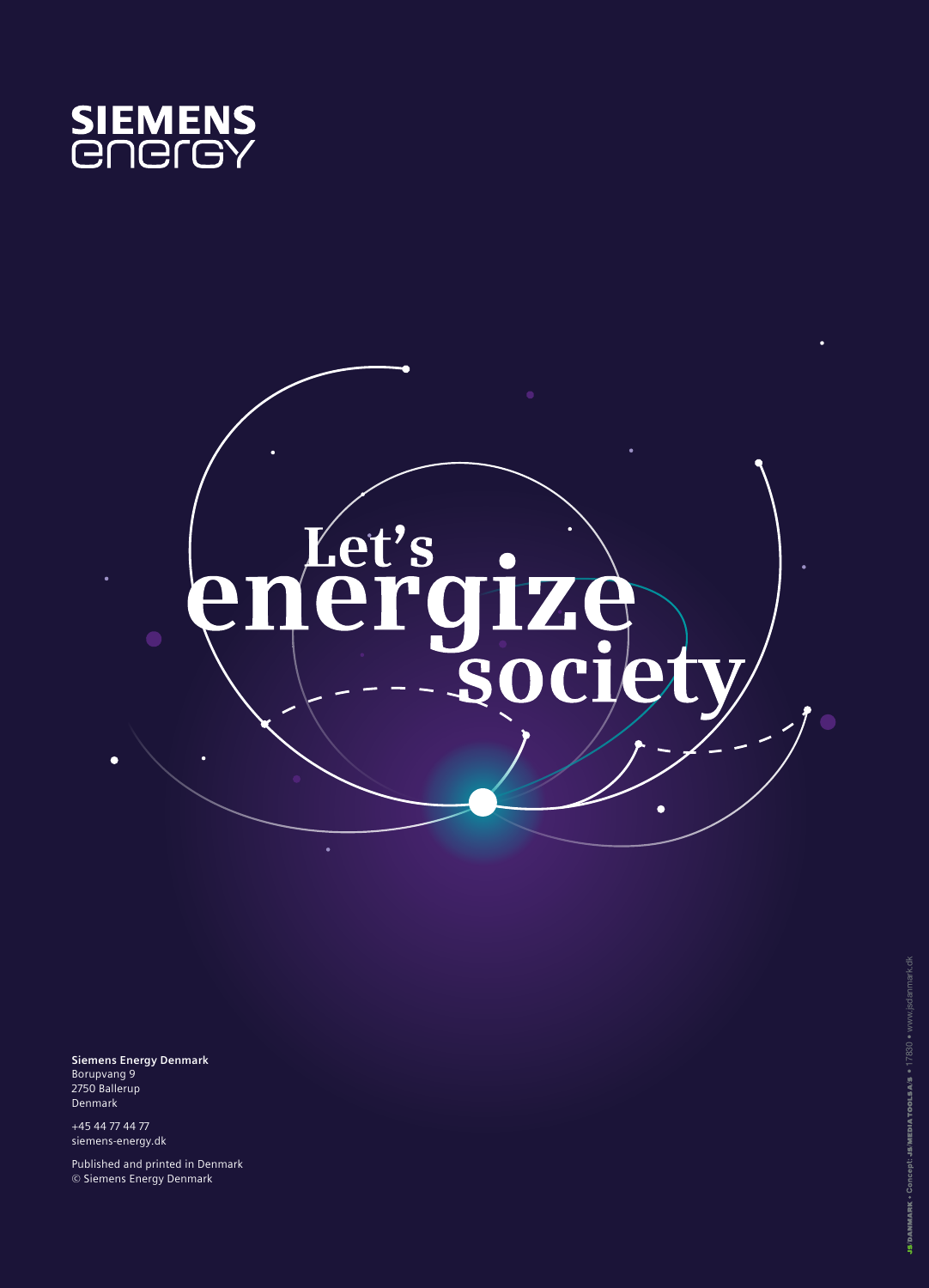SIEMENS
energy

Let's energize society

**Siemens Energy Denmark**
Borupvang 9
2750 Ballerup
Denmark

+45 44 77 44 77
siemens-energy.dk

Published and printed in Denmark
© Siemens Energy Denmark

JS/DANMARK • Concept: JS/MEDIA TOOLS A/S • 17830 • www.jsdanmark.dk